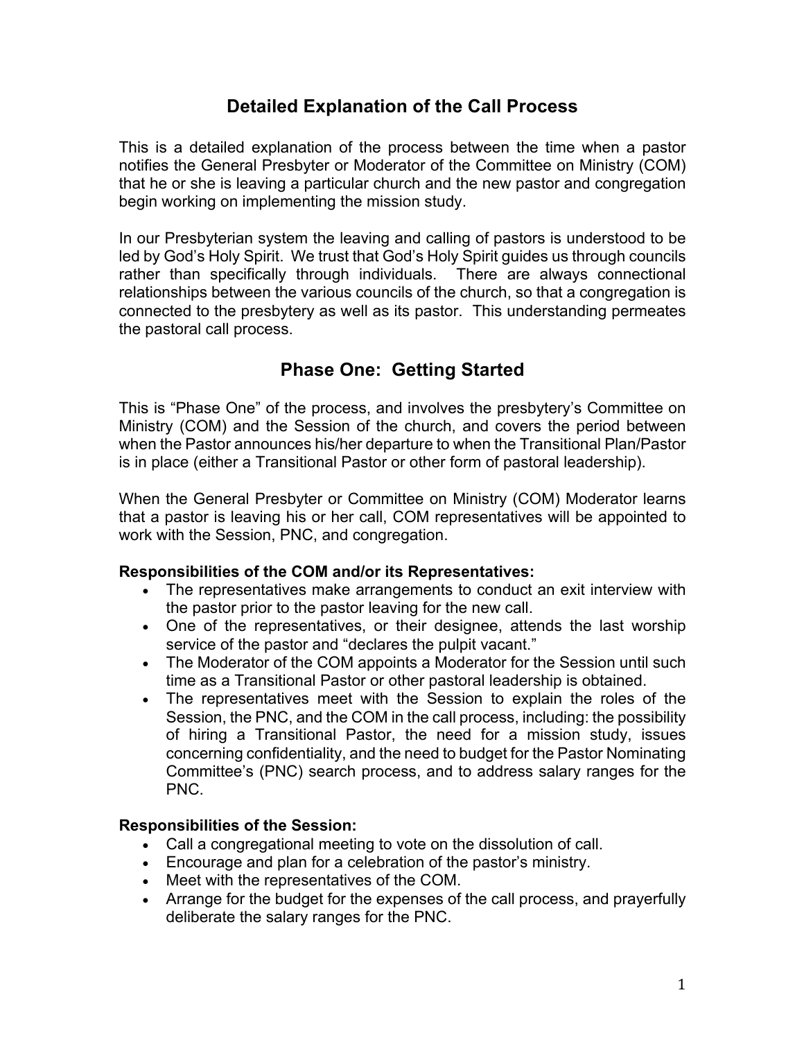# Detailed Explanation of the Call Process

This is a detailed explanation of the process between the time when a pastor notifies the General Presbyter or Moderator of the Committee on Ministry (COM) that he or she is leaving a particular church and the new pastor and congregation begin working on implementing the mission study.

In our Presbyterian system the leaving and calling of pastors is understood to be led by God's Holy Spirit. We trust that God's Holy Spirit guides us through councils rather than specifically through individuals. There are always connectional relationships between the various councils of the church, so that a congregation is connected to the presbytery as well as its pastor. This understanding permeates the pastoral call process.

## Phase One: Getting Started

This is "Phase One" of the process, and involves the presbytery's Committee on Ministry (COM) and the Session of the church, and covers the period between when the Pastor announces his/her departure to when the Transitional Plan/Pastor is in place (either a Transitional Pastor or other form of pastoral leadership).

When the General Presbyter or Committee on Ministry (COM) Moderator learns that a pastor is leaving his or her call, COM representatives will be appointed to work with the Session, PNC, and congregation.

**Responsibilities of the COM and/or its Representatives:**

- The representatives make arrangements to conduct an exit interview with the pastor prior to the pastor leaving for the new call.
- One of the representatives, or their designee, attends the last worship service of the pastor and "declares the pulpit vacant."
- The Moderator of the COM appoints a Moderator for the Session until such time as a Transitional Pastor or other pastoral leadership is obtained.
- The representatives meet with the Session to explain the roles of the Session, the PNC, and the COM in the call process, including: the possibility of hiring a Transitional Pastor, the need for a mission study, issues concerning confidentiality, and the need to budget for the Pastor Nominating Committee's (PNC) search process, and to address salary ranges for the PNC.

**Responsibilities of the Session:**

- Call a congregational meeting to vote on the dissolution of call.
- Encourage and plan for a celebration of the pastor's ministry.
- Meet with the representatives of the COM.
- Arrange for the budget for the expenses of the call process, and prayerfully deliberate the salary ranges for the PNC.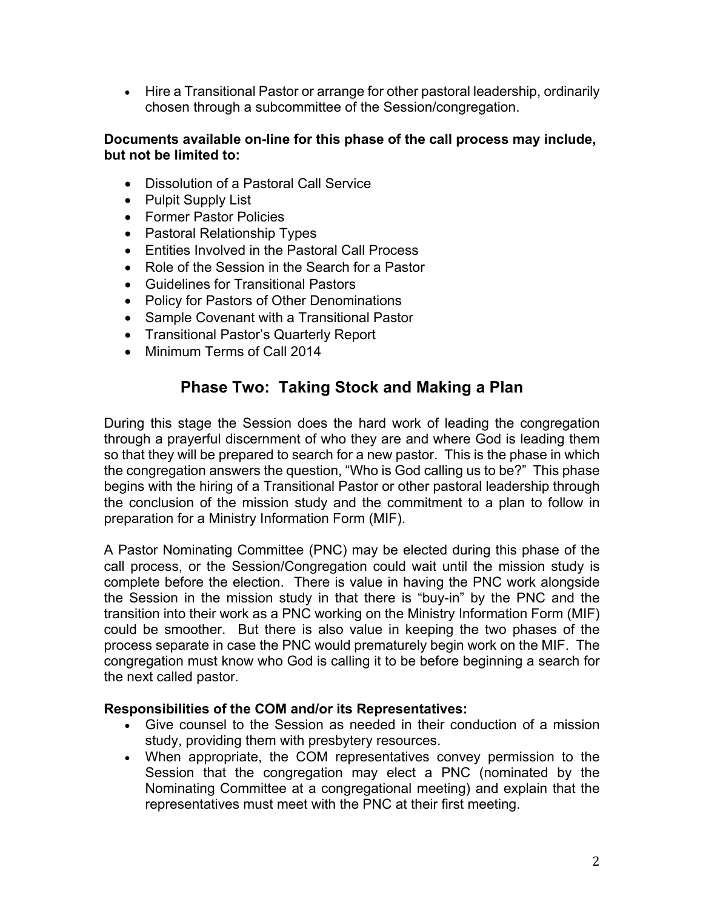- Hire a Transitional Pastor or arrange for other pastoral leadership, ordinarily chosen through a subcommittee of the Session/congregation.

**Documents available on-line for this phase of the call process may include, but not be limited to:**

- Dissolution of a Pastoral Call Service
- Pulpit Supply List
- Former Pastor Policies
- Pastoral Relationship Types
- Entities Involved in the Pastoral Call Process
- Role of the Session in the Search for a Pastor
- Guidelines for Transitional Pastors
- Policy for Pastors of Other Denominations
- Sample Covenant with a Transitional Pastor
- Transitional Pastor's Quarterly Report
- Minimum Terms of Call 2014

## Phase Two: Taking Stock and Making a Plan

During this stage the Session does the hard work of leading the congregation through a prayerful discernment of who they are and where God is leading them so that they will be prepared to search for a new pastor. This is the phase in which the congregation answers the question, "Who is God calling us to be?" This phase begins with the hiring of a Transitional Pastor or other pastoral leadership through the conclusion of the mission study and the commitment to a plan to follow in preparation for a Ministry Information Form (MIF).

A Pastor Nominating Committee (PNC) may be elected during this phase of the call process, or the Session/Congregation could wait until the mission study is complete before the election. There is value in having the PNC work alongside the Session in the mission study in that there is "buy-in" by the PNC and the transition into their work as a PNC working on the Ministry Information Form (MIF) could be smoother. But there is also value in keeping the two phases of the process separate in case the PNC would prematurely begin work on the MIF. The congregation must know who God is calling it to be before beginning a search for the next called pastor.

**Responsibilities of the COM and/or its Representatives:**

- Give counsel to the Session as needed in their conduction of a mission study, providing them with presbytery resources.
- When appropriate, the COM representatives convey permission to the Session that the congregation may elect a PNC (nominated by the Nominating Committee at a congregational meeting) and explain that the representatives must meet with the PNC at their first meeting.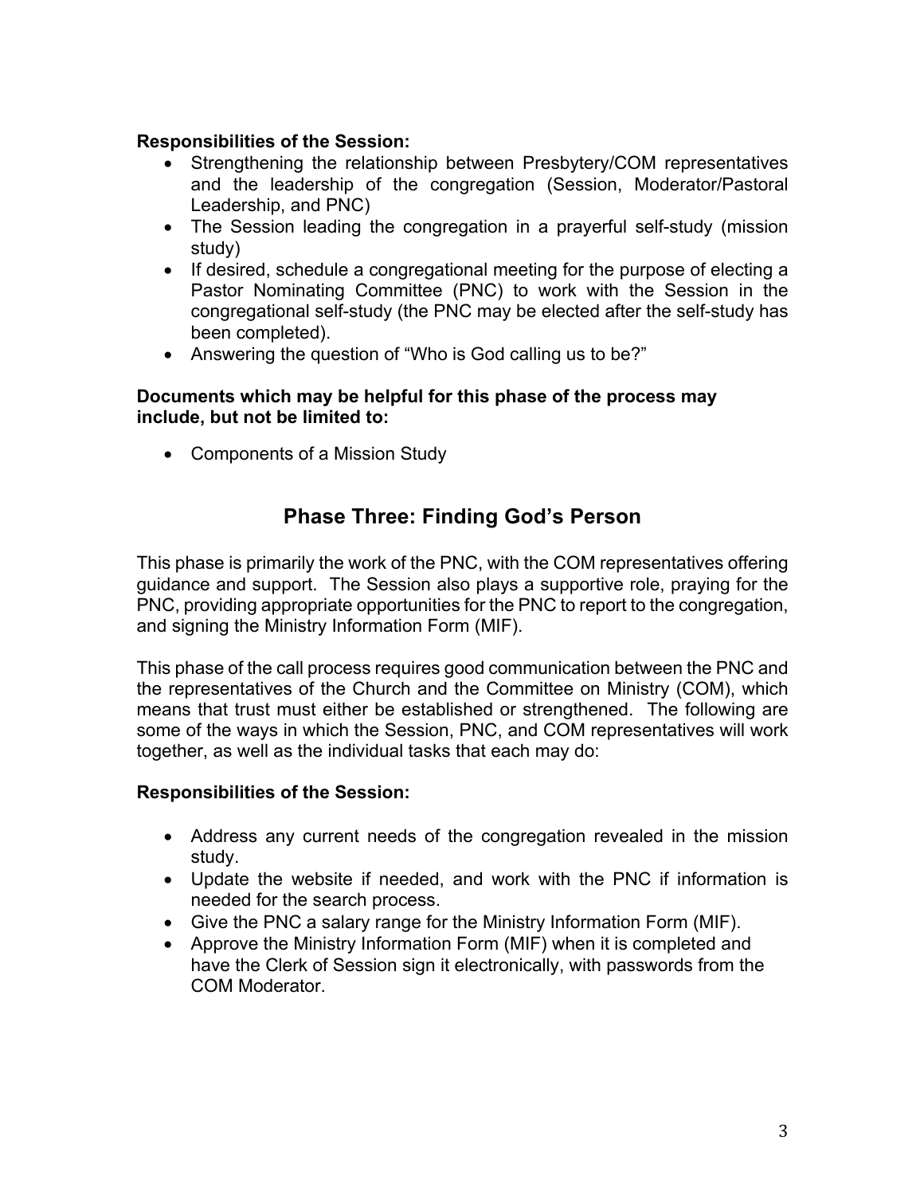**Responsibilities of the Session:**

- Strengthening the relationship between Presbytery/COM representatives and the leadership of the congregation (Session, Moderator/Pastoral Leadership, and PNC)
- The Session leading the congregation in a prayerful self-study (mission study)
- If desired, schedule a congregational meeting for the purpose of electing a Pastor Nominating Committee (PNC) to work with the Session in the congregational self-study (the PNC may be elected after the self-study has been completed).
- Answering the question of "Who is God calling us to be?"

**Documents which may be helpful for this phase of the process may include, but not be limited to:**

- Components of a Mission Study

## Phase Three: Finding God's Person

This phase is primarily the work of the PNC, with the COM representatives offering guidance and support. The Session also plays a supportive role, praying for the PNC, providing appropriate opportunities for the PNC to report to the congregation, and signing the Ministry Information Form (MIF).

This phase of the call process requires good communication between the PNC and the representatives of the Church and the Committee on Ministry (COM), which means that trust must either be established or strengthened. The following are some of the ways in which the Session, PNC, and COM representatives will work together, as well as the individual tasks that each may do:

**Responsibilities of the Session:**

- Address any current needs of the congregation revealed in the mission study.
- Update the website if needed, and work with the PNC if information is needed for the search process.
- Give the PNC a salary range for the Ministry Information Form (MIF).
- Approve the Ministry Information Form (MIF) when it is completed and have the Clerk of Session sign it electronically, with passwords from the COM Moderator.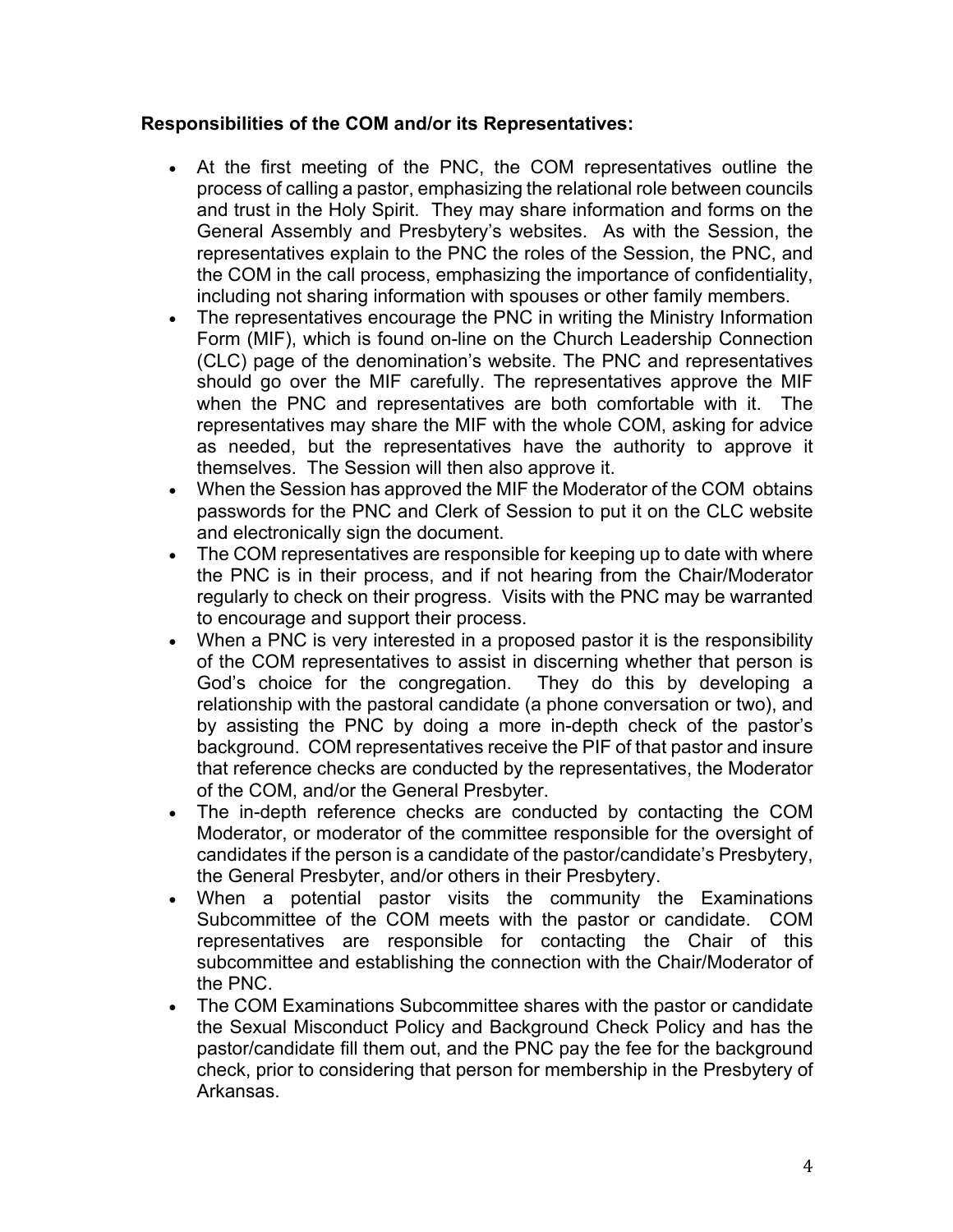**Responsibilities of the COM and/or its Representatives:**

- At the first meeting of the PNC, the COM representatives outline the process of calling a pastor, emphasizing the relational role between councils and trust in the Holy Spirit. They may share information and forms on the General Assembly and Presbytery's websites. As with the Session, the representatives explain to the PNC the roles of the Session, the PNC, and the COM in the call process, emphasizing the importance of confidentiality, including not sharing information with spouses or other family members.
- The representatives encourage the PNC in writing the Ministry Information Form (MIF), which is found on-line on the Church Leadership Connection (CLC) page of the denomination's website. The PNC and representatives should go over the MIF carefully. The representatives approve the MIF when the PNC and representatives are both comfortable with it. The representatives may share the MIF with the whole COM, asking for advice as needed, but the representatives have the authority to approve it themselves. The Session will then also approve it.
- When the Session has approved the MIF the Moderator of the COM obtains passwords for the PNC and Clerk of Session to put it on the CLC website and electronically sign the document.
- The COM representatives are responsible for keeping up to date with where the PNC is in their process, and if not hearing from the Chair/Moderator regularly to check on their progress. Visits with the PNC may be warranted to encourage and support their process.
- When a PNC is very interested in a proposed pastor it is the responsibility of the COM representatives to assist in discerning whether that person is God's choice for the congregation. They do this by developing a relationship with the pastoral candidate (a phone conversation or two), and by assisting the PNC by doing a more in-depth check of the pastor's background. COM representatives receive the PIF of that pastor and insure that reference checks are conducted by the representatives, the Moderator of the COM, and/or the General Presbyter.
- The in-depth reference checks are conducted by contacting the COM Moderator, or moderator of the committee responsible for the oversight of candidates if the person is a candidate of the pastor/candidate's Presbytery, the General Presbyter, and/or others in their Presbytery.
- When a potential pastor visits the community the Examinations Subcommittee of the COM meets with the pastor or candidate. COM representatives are responsible for contacting the Chair of this subcommittee and establishing the connection with the Chair/Moderator of the PNC.
- The COM Examinations Subcommittee shares with the pastor or candidate the Sexual Misconduct Policy and Background Check Policy and has the pastor/candidate fill them out, and the PNC pay the fee for the background check, prior to considering that person for membership in the Presbytery of Arkansas.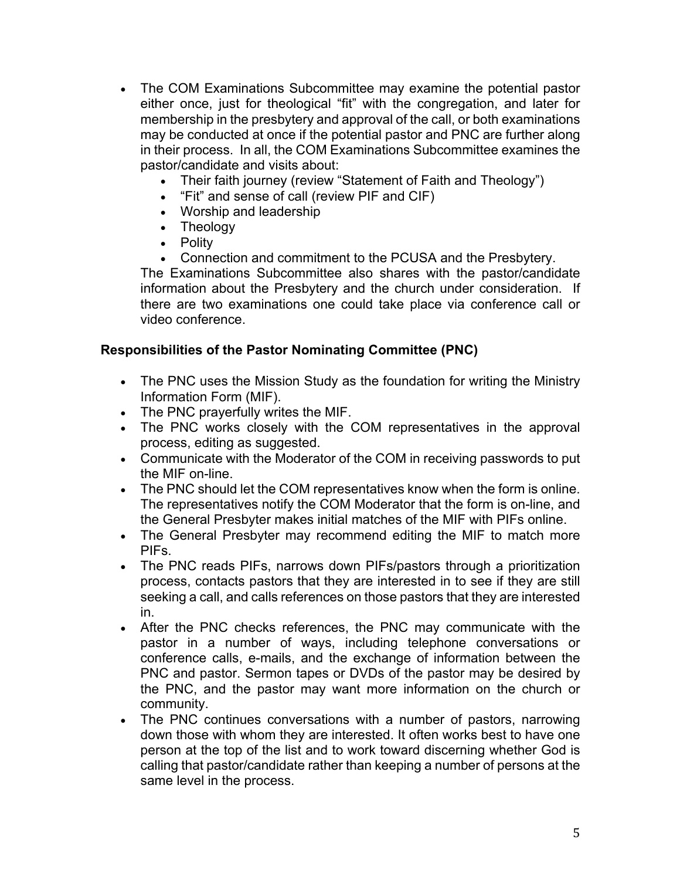- The COM Examinations Subcommittee may examine the potential pastor either once, just for theological "fit" with the congregation, and later for membership in the presbytery and approval of the call, or both examinations may be conducted at once if the potential pastor and PNC are further along in their process. In all, the COM Examinations Subcommittee examines the pastor/candidate and visits about:
  - Their faith journey (review "Statement of Faith and Theology")
  - "Fit" and sense of call (review PIF and CIF)
  - Worship and leadership
  - Theology
  - Polity
  - Connection and commitment to the PCUSA and the Presbytery.

  The Examinations Subcommittee also shares with the pastor/candidate information about the Presbytery and the church under consideration. If there are two examinations one could take place via conference call or video conference.

**Responsibilities of the Pastor Nominating Committee (PNC)**

- The PNC uses the Mission Study as the foundation for writing the Ministry Information Form (MIF).
- The PNC prayerfully writes the MIF.
- The PNC works closely with the COM representatives in the approval process, editing as suggested.
- Communicate with the Moderator of the COM in receiving passwords to put the MIF on-line.
- The PNC should let the COM representatives know when the form is online. The representatives notify the COM Moderator that the form is on-line, and the General Presbyter makes initial matches of the MIF with PIFs online.
- The General Presbyter may recommend editing the MIF to match more PIFs.
- The PNC reads PIFs, narrows down PIFs/pastors through a prioritization process, contacts pastors that they are interested in to see if they are still seeking a call, and calls references on those pastors that they are interested in.
- After the PNC checks references, the PNC may communicate with the pastor in a number of ways, including telephone conversations or conference calls, e-mails, and the exchange of information between the PNC and pastor. Sermon tapes or DVDs of the pastor may be desired by the PNC, and the pastor may want more information on the church or community.
- The PNC continues conversations with a number of pastors, narrowing down those with whom they are interested. It often works best to have one person at the top of the list and to work toward discerning whether God is calling that pastor/candidate rather than keeping a number of persons at the same level in the process.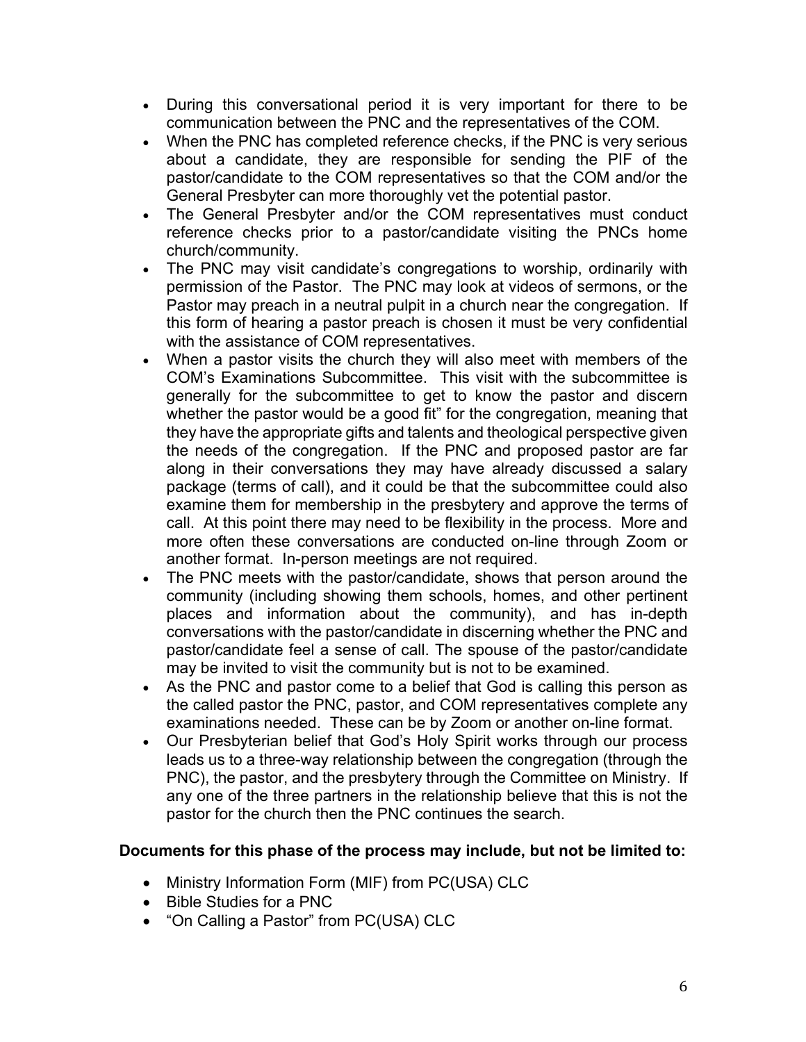- During this conversational period it is very important for there to be communication between the PNC and the representatives of the COM.
- When the PNC has completed reference checks, if the PNC is very serious about a candidate, they are responsible for sending the PIF of the pastor/candidate to the COM representatives so that the COM and/or the General Presbyter can more thoroughly vet the potential pastor.
- The General Presbyter and/or the COM representatives must conduct reference checks prior to a pastor/candidate visiting the PNCs home church/community.
- The PNC may visit candidate's congregations to worship, ordinarily with permission of the Pastor. The PNC may look at videos of sermons, or the Pastor may preach in a neutral pulpit in a church near the congregation. If this form of hearing a pastor preach is chosen it must be very confidential with the assistance of COM representatives.
- When a pastor visits the church they will also meet with members of the COM's Examinations Subcommittee. This visit with the subcommittee is generally for the subcommittee to get to know the pastor and discern whether the pastor would be a good fit" for the congregation, meaning that they have the appropriate gifts and talents and theological perspective given the needs of the congregation. If the PNC and proposed pastor are far along in their conversations they may have already discussed a salary package (terms of call), and it could be that the subcommittee could also examine them for membership in the presbytery and approve the terms of call. At this point there may need to be flexibility in the process. More and more often these conversations are conducted on-line through Zoom or another format. In-person meetings are not required.
- The PNC meets with the pastor/candidate, shows that person around the community (including showing them schools, homes, and other pertinent places and information about the community), and has in-depth conversations with the pastor/candidate in discerning whether the PNC and pastor/candidate feel a sense of call. The spouse of the pastor/candidate may be invited to visit the community but is not to be examined.
- As the PNC and pastor come to a belief that God is calling this person as the called pastor the PNC, pastor, and COM representatives complete any examinations needed. These can be by Zoom or another on-line format.
- Our Presbyterian belief that God's Holy Spirit works through our process leads us to a three-way relationship between the congregation (through the PNC), the pastor, and the presbytery through the Committee on Ministry. If any one of the three partners in the relationship believe that this is not the pastor for the church then the PNC continues the search.

**Documents for this phase of the process may include, but not be limited to:**

- Ministry Information Form (MIF) from PC(USA) CLC
- Bible Studies for a PNC
- "On Calling a Pastor" from PC(USA) CLC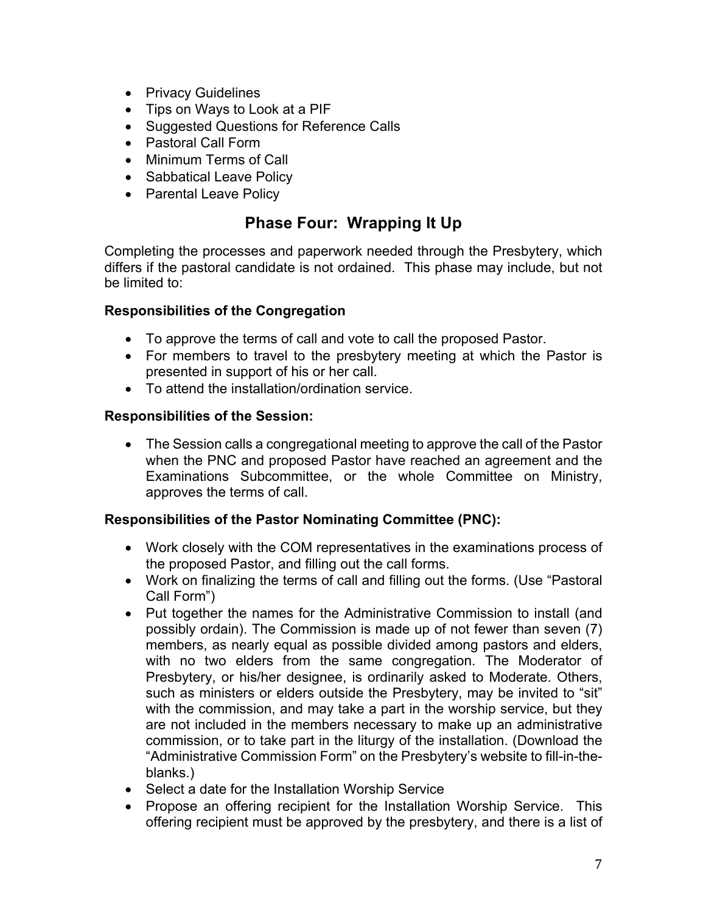- Privacy Guidelines
- Tips on Ways to Look at a PIF
- Suggested Questions for Reference Calls
- Pastoral Call Form
- Minimum Terms of Call
- Sabbatical Leave Policy
- Parental Leave Policy

## Phase Four: Wrapping It Up

Completing the processes and paperwork needed through the Presbytery, which differs if the pastoral candidate is not ordained. This phase may include, but not be limited to:

**Responsibilities of the Congregation**

- To approve the terms of call and vote to call the proposed Pastor.
- For members to travel to the presbytery meeting at which the Pastor is presented in support of his or her call.
- To attend the installation/ordination service.

**Responsibilities of the Session:**

- The Session calls a congregational meeting to approve the call of the Pastor when the PNC and proposed Pastor have reached an agreement and the Examinations Subcommittee, or the whole Committee on Ministry, approves the terms of call.

**Responsibilities of the Pastor Nominating Committee (PNC):**

- Work closely with the COM representatives in the examinations process of the proposed Pastor, and filling out the call forms.
- Work on finalizing the terms of call and filling out the forms. (Use "Pastoral Call Form")
- Put together the names for the Administrative Commission to install (and possibly ordain). The Commission is made up of not fewer than seven (7) members, as nearly equal as possible divided among pastors and elders, with no two elders from the same congregation. The Moderator of Presbytery, or his/her designee, is ordinarily asked to Moderate. Others, such as ministers or elders outside the Presbytery, may be invited to "sit" with the commission, and may take a part in the worship service, but they are not included in the members necessary to make up an administrative commission, or to take part in the liturgy of the installation. (Download the "Administrative Commission Form" on the Presbytery's website to fill-in-the-blanks.)
- Select a date for the Installation Worship Service
- Propose an offering recipient for the Installation Worship Service. This offering recipient must be approved by the presbytery, and there is a list of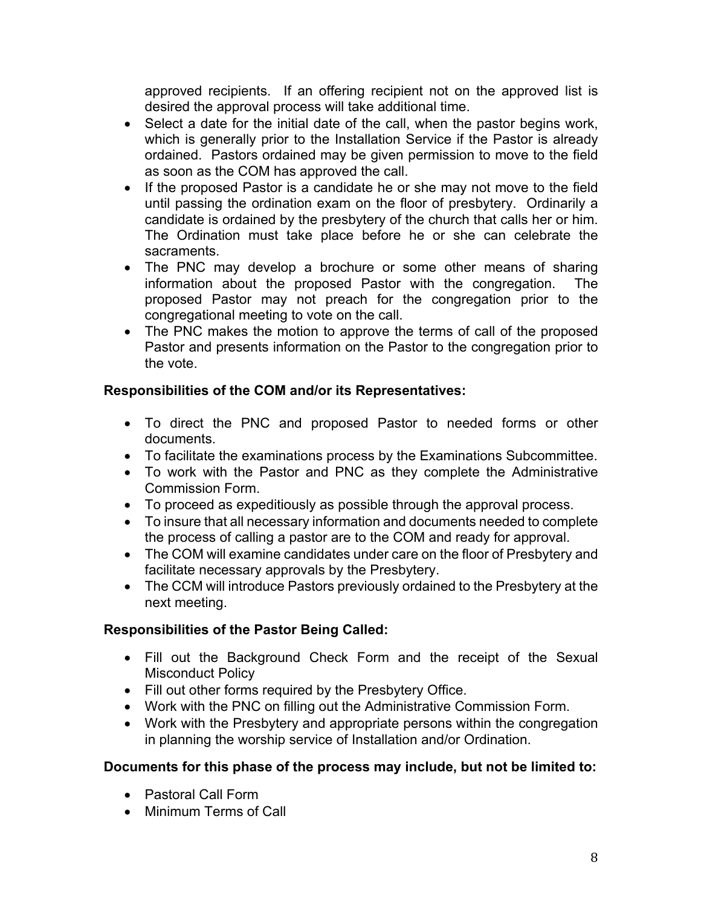approved recipients. If an offering recipient not on the approved list is desired the approval process will take additional time.

- Select a date for the initial date of the call, when the pastor begins work, which is generally prior to the Installation Service if the Pastor is already ordained. Pastors ordained may be given permission to move to the field as soon as the COM has approved the call.
- If the proposed Pastor is a candidate he or she may not move to the field until passing the ordination exam on the floor of presbytery. Ordinarily a candidate is ordained by the presbytery of the church that calls her or him. The Ordination must take place before he or she can celebrate the sacraments.
- The PNC may develop a brochure or some other means of sharing information about the proposed Pastor with the congregation. The proposed Pastor may not preach for the congregation prior to the congregational meeting to vote on the call.
- The PNC makes the motion to approve the terms of call of the proposed Pastor and presents information on the Pastor to the congregation prior to the vote.

**Responsibilities of the COM and/or its Representatives:**

- To direct the PNC and proposed Pastor to needed forms or other documents.
- To facilitate the examinations process by the Examinations Subcommittee.
- To work with the Pastor and PNC as they complete the Administrative Commission Form.
- To proceed as expeditiously as possible through the approval process.
- To insure that all necessary information and documents needed to complete the process of calling a pastor are to the COM and ready for approval.
- The COM will examine candidates under care on the floor of Presbytery and facilitate necessary approvals by the Presbytery.
- The CCM will introduce Pastors previously ordained to the Presbytery at the next meeting.

**Responsibilities of the Pastor Being Called:**

- Fill out the Background Check Form and the receipt of the Sexual Misconduct Policy
- Fill out other forms required by the Presbytery Office.
- Work with the PNC on filling out the Administrative Commission Form.
- Work with the Presbytery and appropriate persons within the congregation in planning the worship service of Installation and/or Ordination.

**Documents for this phase of the process may include, but not be limited to:**

- Pastoral Call Form
- Minimum Terms of Call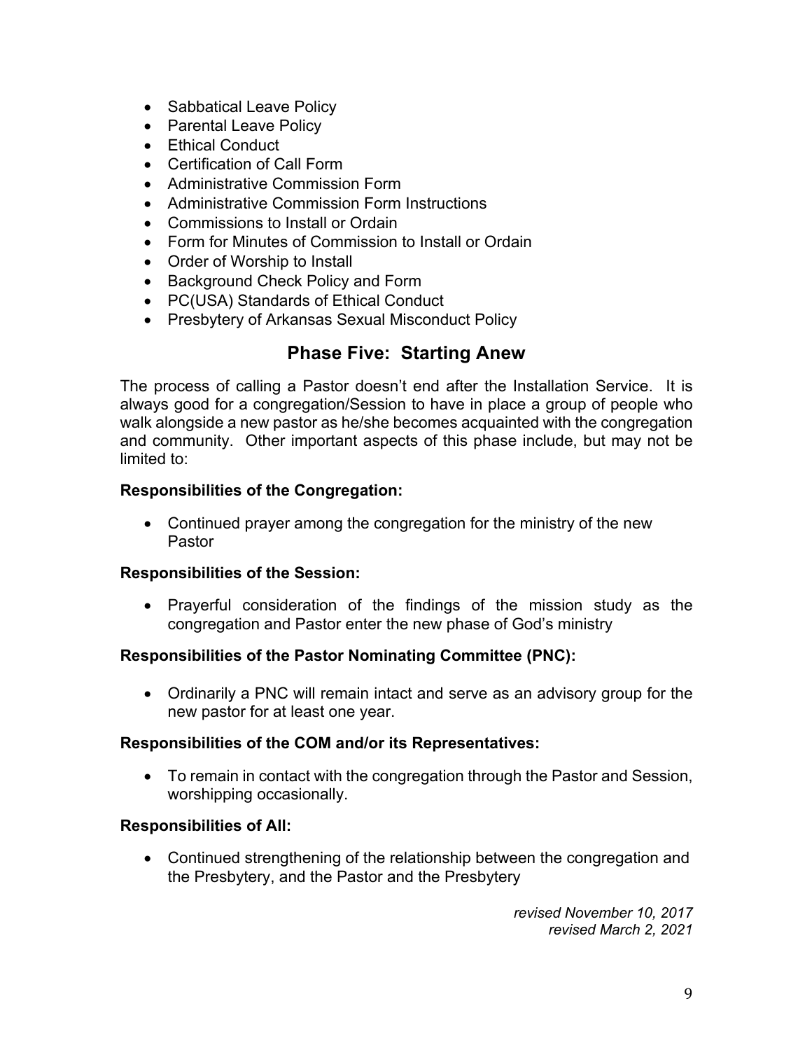- Sabbatical Leave Policy
- Parental Leave Policy
- Ethical Conduct
- Certification of Call Form
- Administrative Commission Form
- Administrative Commission Form Instructions
- Commissions to Install or Ordain
- Form for Minutes of Commission to Install or Ordain
- Order of Worship to Install
- Background Check Policy and Form
- PC(USA) Standards of Ethical Conduct
- Presbytery of Arkansas Sexual Misconduct Policy

## Phase Five: Starting Anew

The process of calling a Pastor doesn't end after the Installation Service. It is always good for a congregation/Session to have in place a group of people who walk alongside a new pastor as he/she becomes acquainted with the congregation and community. Other important aspects of this phase include, but may not be limited to:

**Responsibilities of the Congregation:**

- Continued prayer among the congregation for the ministry of the new Pastor

**Responsibilities of the Session:**

- Prayerful consideration of the findings of the mission study as the congregation and Pastor enter the new phase of God's ministry

**Responsibilities of the Pastor Nominating Committee (PNC):**

- Ordinarily a PNC will remain intact and serve as an advisory group for the new pastor for at least one year.

**Responsibilities of the COM and/or its Representatives:**

- To remain in contact with the congregation through the Pastor and Session, worshipping occasionally.

**Responsibilities of All:**

- Continued strengthening of the relationship between the congregation and the Presbytery, and the Pastor and the Presbytery

*revised November 10, 2017*
*revised March 2, 2021*